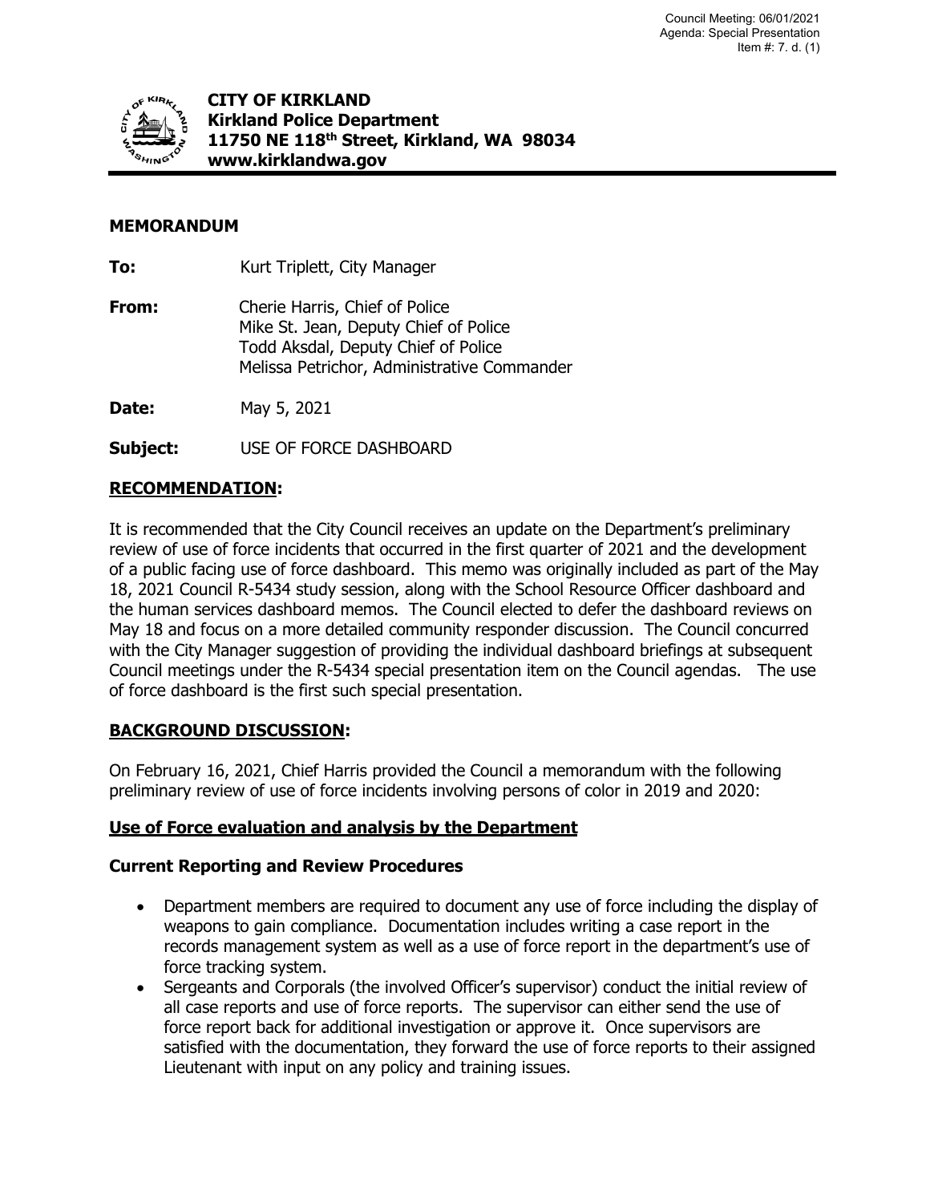Council Meeting: 06/01/2021
Agenda: Special Presentation
Item #: 7. d. (1)

**CITY OF KIRKLAND**
**Kirkland Police Department**
**11750 NE 118th Street, Kirkland, WA 98034**
**www.kirklandwa.gov**

## MEMORANDUM

**To:** Kurt Triplett, City Manager

**From:** Cherie Harris, Chief of Police
Mike St. Jean, Deputy Chief of Police
Todd Aksdal, Deputy Chief of Police
Melissa Petrichor, Administrative Commander

**Date:** May 5, 2021

**Subject:** USE OF FORCE DASHBOARD

## RECOMMENDATION:

It is recommended that the City Council receives an update on the Department's preliminary review of use of force incidents that occurred in the first quarter of 2021 and the development of a public facing use of force dashboard. This memo was originally included as part of the May 18, 2021 Council R-5434 study session, along with the School Resource Officer dashboard and the human services dashboard memos. The Council elected to defer the dashboard reviews on May 18 and focus on a more detailed community responder discussion. The Council concurred with the City Manager suggestion of providing the individual dashboard briefings at subsequent Council meetings under the R-5434 special presentation item on the Council agendas. The use of force dashboard is the first such special presentation.

## BACKGROUND DISCUSSION:

On February 16, 2021, Chief Harris provided the Council a memorandum with the following preliminary review of use of force incidents involving persons of color in 2019 and 2020:

### Use of Force evaluation and analysis by the Department

### Current Reporting and Review Procedures

- Department members are required to document any use of force including the display of weapons to gain compliance. Documentation includes writing a case report in the records management system as well as a use of force report in the department's use of force tracking system.
- Sergeants and Corporals (the involved Officer's supervisor) conduct the initial review of all case reports and use of force reports. The supervisor can either send the use of force report back for additional investigation or approve it. Once supervisors are satisfied with the documentation, they forward the use of force reports to their assigned Lieutenant with input on any policy and training issues.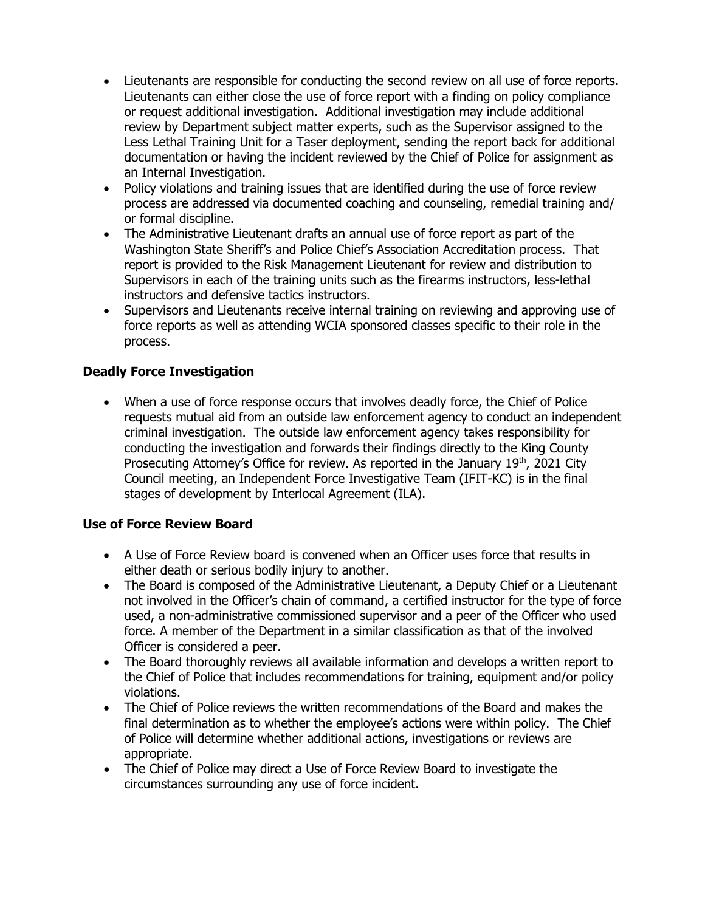- Lieutenants are responsible for conducting the second review on all use of force reports. Lieutenants can either close the use of force report with a finding on policy compliance or request additional investigation. Additional investigation may include additional review by Department subject matter experts, such as the Supervisor assigned to the Less Lethal Training Unit for a Taser deployment, sending the report back for additional documentation or having the incident reviewed by the Chief of Police for assignment as an Internal Investigation.
- Policy violations and training issues that are identified during the use of force review process are addressed via documented coaching and counseling, remedial training and/ or formal discipline.
- The Administrative Lieutenant drafts an annual use of force report as part of the Washington State Sheriff's and Police Chief's Association Accreditation process. That report is provided to the Risk Management Lieutenant for review and distribution to Supervisors in each of the training units such as the firearms instructors, less-lethal instructors and defensive tactics instructors.
- Supervisors and Lieutenants receive internal training on reviewing and approving use of force reports as well as attending WCIA sponsored classes specific to their role in the process.

### Deadly Force Investigation

- When a use of force response occurs that involves deadly force, the Chief of Police requests mutual aid from an outside law enforcement agency to conduct an independent criminal investigation. The outside law enforcement agency takes responsibility for conducting the investigation and forwards their findings directly to the King County Prosecuting Attorney's Office for review. As reported in the January 19th, 2021 City Council meeting, an Independent Force Investigative Team (IFIT-KC) is in the final stages of development by Interlocal Agreement (ILA).

### Use of Force Review Board

- A Use of Force Review board is convened when an Officer uses force that results in either death or serious bodily injury to another.
- The Board is composed of the Administrative Lieutenant, a Deputy Chief or a Lieutenant not involved in the Officer's chain of command, a certified instructor for the type of force used, a non-administrative commissioned supervisor and a peer of the Officer who used force. A member of the Department in a similar classification as that of the involved Officer is considered a peer.
- The Board thoroughly reviews all available information and develops a written report to the Chief of Police that includes recommendations for training, equipment and/or policy violations.
- The Chief of Police reviews the written recommendations of the Board and makes the final determination as to whether the employee's actions were within policy. The Chief of Police will determine whether additional actions, investigations or reviews are appropriate.
- The Chief of Police may direct a Use of Force Review Board to investigate the circumstances surrounding any use of force incident.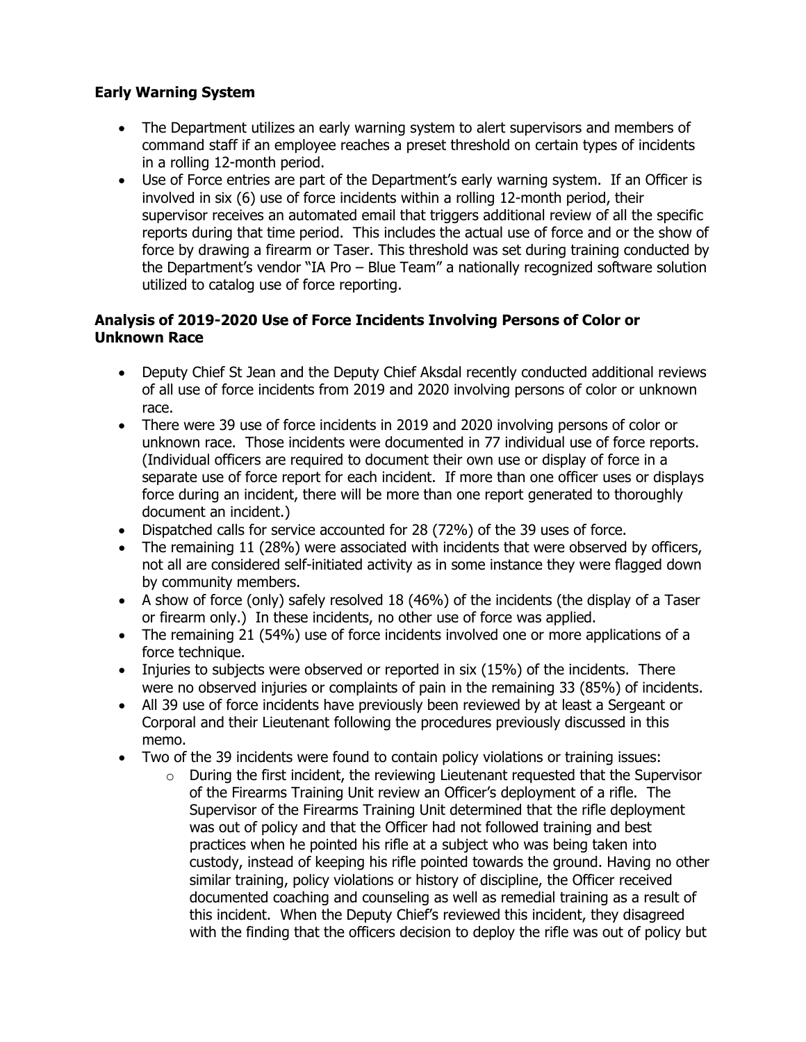**Early Warning System**

- The Department utilizes an early warning system to alert supervisors and members of command staff if an employee reaches a preset threshold on certain types of incidents in a rolling 12-month period.
- Use of Force entries are part of the Department's early warning system. If an Officer is involved in six (6) use of force incidents within a rolling 12-month period, their supervisor receives an automated email that triggers additional review of all the specific reports during that time period. This includes the actual use of force and or the show of force by drawing a firearm or Taser. This threshold was set during training conducted by the Department's vendor "IA Pro – Blue Team" a nationally recognized software solution utilized to catalog use of force reporting.

**Analysis of 2019-2020 Use of Force Incidents Involving Persons of Color or Unknown Race**

- Deputy Chief St Jean and the Deputy Chief Aksdal recently conducted additional reviews of all use of force incidents from 2019 and 2020 involving persons of color or unknown race.
- There were 39 use of force incidents in 2019 and 2020 involving persons of color or unknown race. Those incidents were documented in 77 individual use of force reports. (Individual officers are required to document their own use or display of force in a separate use of force report for each incident. If more than one officer uses or displays force during an incident, there will be more than one report generated to thoroughly document an incident.)
- Dispatched calls for service accounted for 28 (72%) of the 39 uses of force.
- The remaining 11 (28%) were associated with incidents that were observed by officers, not all are considered self-initiated activity as in some instance they were flagged down by community members.
- A show of force (only) safely resolved 18 (46%) of the incidents (the display of a Taser or firearm only.) In these incidents, no other use of force was applied.
- The remaining 21 (54%) use of force incidents involved one or more applications of a force technique.
- Injuries to subjects were observed or reported in six (15%) of the incidents. There were no observed injuries or complaints of pain in the remaining 33 (85%) of incidents.
- All 39 use of force incidents have previously been reviewed by at least a Sergeant or Corporal and their Lieutenant following the procedures previously discussed in this memo.
- Two of the 39 incidents were found to contain policy violations or training issues:
    - During the first incident, the reviewing Lieutenant requested that the Supervisor of the Firearms Training Unit review an Officer's deployment of a rifle. The Supervisor of the Firearms Training Unit determined that the rifle deployment was out of policy and that the Officer had not followed training and best practices when he pointed his rifle at a subject who was being taken into custody, instead of keeping his rifle pointed towards the ground. Having no other similar training, policy violations or history of discipline, the Officer received documented coaching and counseling as well as remedial training as a result of this incident. When the Deputy Chief's reviewed this incident, they disagreed with the finding that the officers decision to deploy the rifle was out of policy but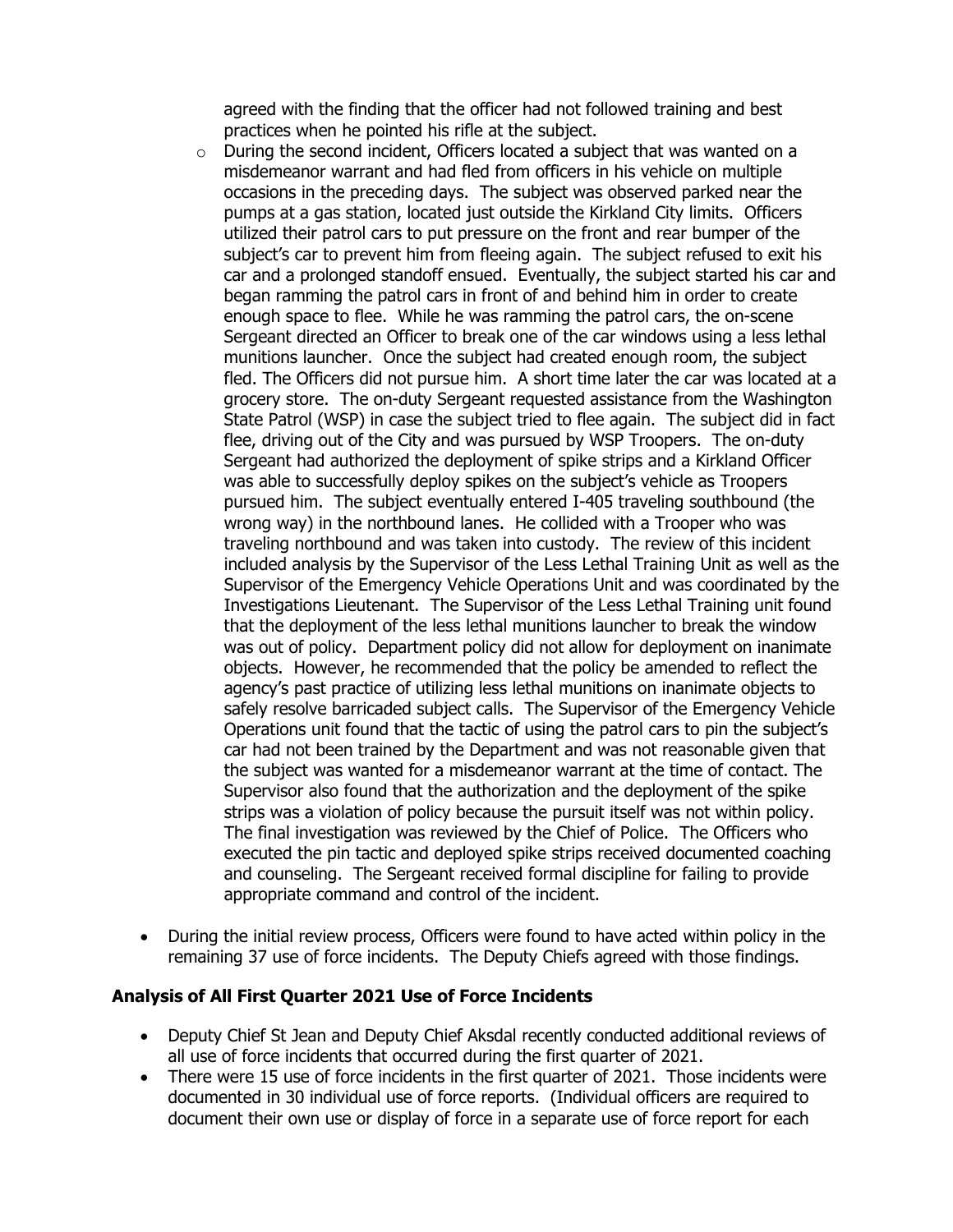agreed with the finding that the officer had not followed training and best practices when he pointed his rifle at the subject.

  - During the second incident, Officers located a subject that was wanted on a misdemeanor warrant and had fled from officers in his vehicle on multiple occasions in the preceding days. The subject was observed parked near the pumps at a gas station, located just outside the Kirkland City limits. Officers utilized their patrol cars to put pressure on the front and rear bumper of the subject's car to prevent him from fleeing again. The subject refused to exit his car and a prolonged standoff ensued. Eventually, the subject started his car and began ramming the patrol cars in front of and behind him in order to create enough space to flee. While he was ramming the patrol cars, the on-scene Sergeant directed an Officer to break one of the car windows using a less lethal munitions launcher. Once the subject had created enough room, the subject fled. The Officers did not pursue him. A short time later the car was located at a grocery store. The on-duty Sergeant requested assistance from the Washington State Patrol (WSP) in case the subject tried to flee again. The subject did in fact flee, driving out of the City and was pursued by WSP Troopers. The on-duty Sergeant had authorized the deployment of spike strips and a Kirkland Officer was able to successfully deploy spikes on the subject's vehicle as Troopers pursued him. The subject eventually entered I-405 traveling southbound (the wrong way) in the northbound lanes. He collided with a Trooper who was traveling northbound and was taken into custody. The review of this incident included analysis by the Supervisor of the Less Lethal Training Unit as well as the Supervisor of the Emergency Vehicle Operations Unit and was coordinated by the Investigations Lieutenant. The Supervisor of the Less Lethal Training unit found that the deployment of the less lethal munitions launcher to break the window was out of policy. Department policy did not allow for deployment on inanimate objects. However, he recommended that the policy be amended to reflect the agency's past practice of utilizing less lethal munitions on inanimate objects to safely resolve barricaded subject calls. The Supervisor of the Emergency Vehicle Operations unit found that the tactic of using the patrol cars to pin the subject's car had not been trained by the Department and was not reasonable given that the subject was wanted for a misdemeanor warrant at the time of contact. The Supervisor also found that the authorization and the deployment of the spike strips was a violation of policy because the pursuit itself was not within policy. The final investigation was reviewed by the Chief of Police. The Officers who executed the pin tactic and deployed spike strips received documented coaching and counseling. The Sergeant received formal discipline for failing to provide appropriate command and control of the incident.

- During the initial review process, Officers were found to have acted within policy in the remaining 37 use of force incidents. The Deputy Chiefs agreed with those findings.

### Analysis of All First Quarter 2021 Use of Force Incidents

- Deputy Chief St Jean and Deputy Chief Aksdal recently conducted additional reviews of all use of force incidents that occurred during the first quarter of 2021.
- There were 15 use of force incidents in the first quarter of 2021. Those incidents were documented in 30 individual use of force reports. (Individual officers are required to document their own use or display of force in a separate use of force report for each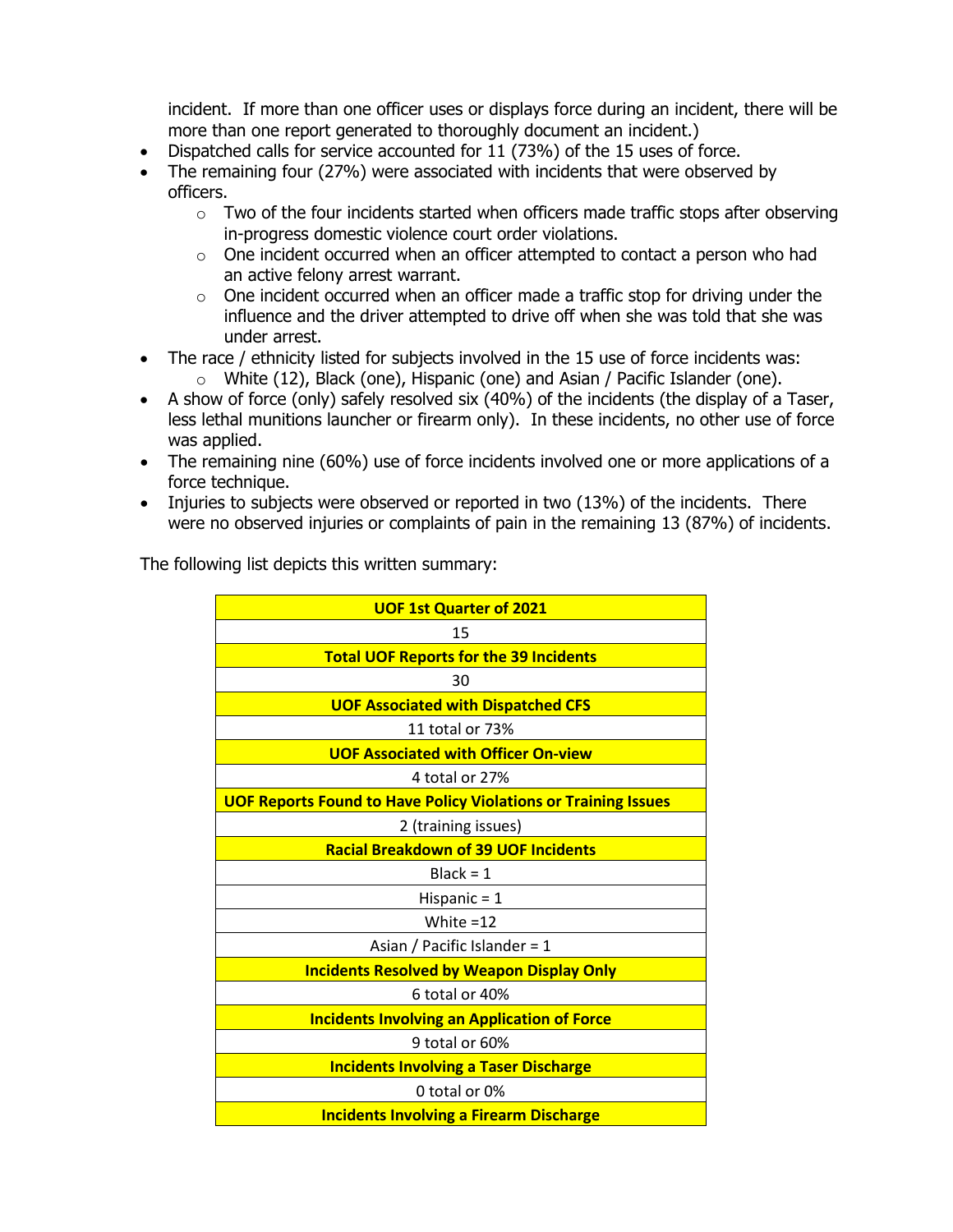incident. If more than one officer uses or displays force during an incident, there will be more than one report generated to thoroughly document an incident.)

- Dispatched calls for service accounted for 11 (73%) of the 15 uses of force.
- The remaining four (27%) were associated with incidents that were observed by officers.
  - Two of the four incidents started when officers made traffic stops after observing in-progress domestic violence court order violations.
  - One incident occurred when an officer attempted to contact a person who had an active felony arrest warrant.
  - One incident occurred when an officer made a traffic stop for driving under the influence and the driver attempted to drive off when she was told that she was under arrest.
- The race / ethnicity listed for subjects involved in the 15 use of force incidents was:
  - White (12), Black (one), Hispanic (one) and Asian / Pacific Islander (one).
- A show of force (only) safely resolved six (40%) of the incidents (the display of a Taser, less lethal munitions launcher or firearm only). In these incidents, no other use of force was applied.
- The remaining nine (60%) use of force incidents involved one or more applications of a force technique.
- Injuries to subjects were observed or reported in two (13%) of the incidents. There were no observed injuries or complaints of pain in the remaining 13 (87%) of incidents.

The following list depicts this written summary:

| **UOF 1st Quarter of 2021** |
|---|
| 15 |
| **Total UOF Reports for the 39 Incidents** |
| 30 |
| **UOF Associated with Dispatched CFS** |
| 11 total or 73% |
| **UOF Associated with Officer On-view** |
| 4 total or 27% |
| **UOF Reports Found to Have Policy Violations or Training Issues** |
| 2 (training issues) |
| **Racial Breakdown of 39 UOF Incidents** |
| Black = 1 |
| Hispanic = 1 |
| White =12 |
| Asian / Pacific Islander = 1 |
| **Incidents Resolved by Weapon Display Only** |
| 6 total or 40% |
| **Incidents Involving an Application of Force** |
| 9 total or 60% |
| **Incidents Involving a Taser Discharge** |
| 0 total or 0% |
| **Incidents Involving a Firearm Discharge** |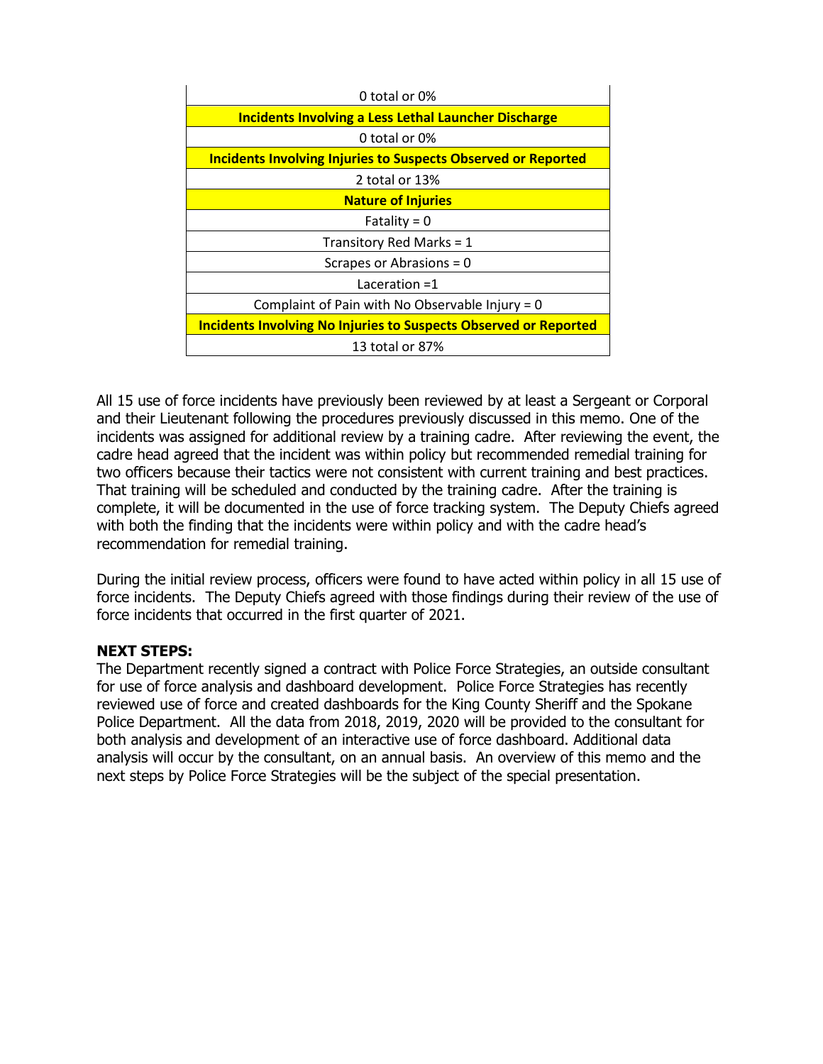| |
|---|
| 0 total or 0% |
| **Incidents Involving a Less Lethal Launcher Discharge** |
| 0 total or 0% |
| **Incidents Involving Injuries to Suspects Observed or Reported** |
| 2 total or 13% |
| **Nature of Injuries** |
| Fatality = 0 |
| Transitory Red Marks = 1 |
| Scrapes or Abrasions = 0 |
| Laceration =1 |
| Complaint of Pain with No Observable Injury = 0 |
| **Incidents Involving No Injuries to Suspects Observed or Reported** |
| 13 total or 87% |

All 15 use of force incidents have previously been reviewed by at least a Sergeant or Corporal and their Lieutenant following the procedures previously discussed in this memo. One of the incidents was assigned for additional review by a training cadre. After reviewing the event, the cadre head agreed that the incident was within policy but recommended remedial training for two officers because their tactics were not consistent with current training and best practices. That training will be scheduled and conducted by the training cadre. After the training is complete, it will be documented in the use of force tracking system. The Deputy Chiefs agreed with both the finding that the incidents were within policy and with the cadre head's recommendation for remedial training.

During the initial review process, officers were found to have acted within policy in all 15 use of force incidents. The Deputy Chiefs agreed with those findings during their review of the use of force incidents that occurred in the first quarter of 2021.

**NEXT STEPS:**

The Department recently signed a contract with Police Force Strategies, an outside consultant for use of force analysis and dashboard development. Police Force Strategies has recently reviewed use of force and created dashboards for the King County Sheriff and the Spokane Police Department. All the data from 2018, 2019, 2020 will be provided to the consultant for both analysis and development of an interactive use of force dashboard. Additional data analysis will occur by the consultant, on an annual basis. An overview of this memo and the next steps by Police Force Strategies will be the subject of the special presentation.